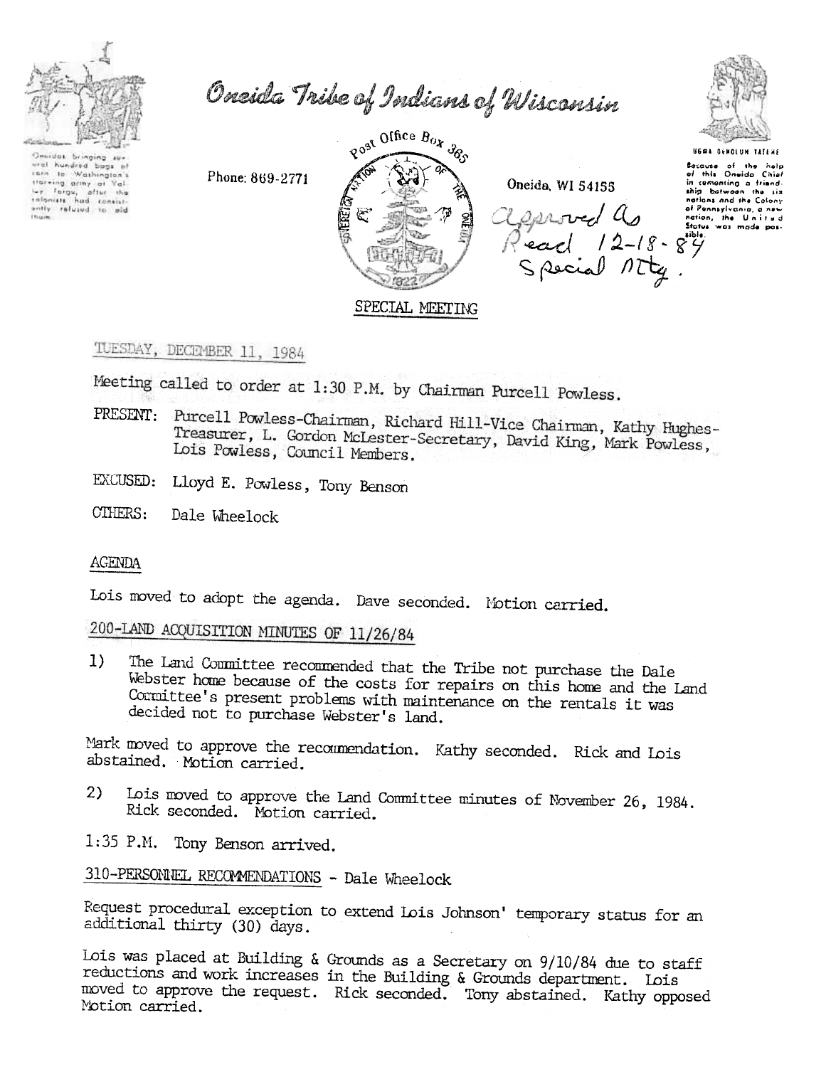# Oneida Tribe of Indians of Wisconsin

Oneidas bringing several hundred bags of corn to Washington's starving army at Valley Forge, after the colonists had consistently refused to aid them.

Phone: 869-2771

Post Office Box 365

Oneida, WI 54155

UGWA DEHOLUN TATEHE

Because of the help of this Oneida Chief in cementing a friendship between the six nations and the Colony of Pennsylvania, a new nation, the United States was made possible.

Approved As Read 12-18-84 Special Mtg.

## SPECIAL MEETING

TUESDAY, DECEMBER 11, 1984

Meeting called to order at 1:30 P.M. by Chairman Purcell Powless.

PRESENT: Purcell Powless-Chairman, Richard Hill-Vice Chairman, Kathy Hughes-Treasurer, L. Gordon McLester-Secretary, David King, Mark Powless, Lois Powless, Council Members.

EXCUSED: Lloyd E. Powless, Tony Benson

OTHERS: Dale Wheelock

### AGENDA

Lois moved to adopt the agenda. Dave seconded. Motion carried.

### 200-LAND ACQUISITION MINUTES OF 11/26/84

1) The Land Committee recommended that the Tribe not purchase the Dale Webster home because of the costs for repairs on this home and the Land Committee's present problems with maintenance on the rentals it was decided not to purchase Webster's land.

Mark moved to approve the recommendation. Kathy seconded. Rick and Lois abstained. Motion carried.

2) Lois moved to approve the Land Committee minutes of November 26, 1984. Rick seconded. Motion carried.

1:35 P.M. Tony Benson arrived.

### 310-PERSONNEL RECOMMENDATIONS - Dale Wheelock

Request procedural exception to extend Lois Johnson' temporary status for an additional thirty (30) days.

Lois was placed at Building & Grounds as a Secretary on 9/10/84 due to staff reductions and work increases in the Building & Grounds department. Lois moved to approve the request. Rick seconded. Tony abstained. Kathy opposed Motion carried.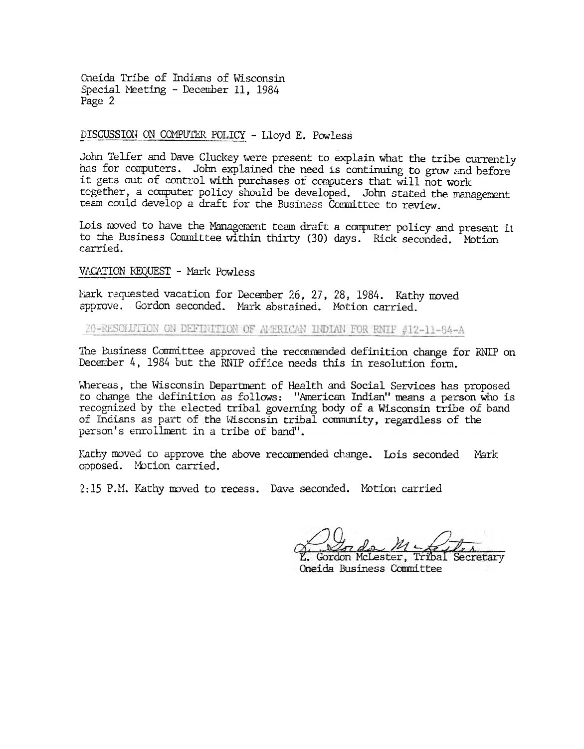Oneida Tribe of Indians of Wisconsin
Special Meeting - December 11, 1984
Page 2

DISCUSSION ON COMPUTER POLICY - Lloyd E. Powless

John Telfer and Dave Cluckey were present to explain what the tribe currently has for computers. John explained the need is continuing to grow and before it gets out of control with purchases of computers that will not work together, a computer policy should be developed. John stated the management team could develop a draft for the Business Committee to review.

Lois moved to have the Management team draft a computer policy and present it to the Business Committee within thirty (30) days. Rick seconded. Motion carried.

VACATION REQUEST - Mark Powless

Mark requested vacation for December 26, 27, 28, 1984. Kathy moved approve. Gordon seconded. Mark abstained. Motion carried.

20-RESOLUTION ON DEFINITION OF AMERICAN INDIAN FOR RNIP #12-11-84-A

The Business Committee approved the recommended definition change for RNIP on December 4, 1984 but the RNIP office needs this in resolution form.

Whereas, the Wisconsin Department of Health and Social Services has proposed to change the definition as follows: "American Indian" means a person who is recognized by the elected tribal governing body of a Wisconsin tribe of band of Indians as part of the Wisconsin tribal community, regardless of the person's enrollment in a tribe of band".

Kathy moved to approve the above recommended change. Lois seconded Mark opposed. Motion carried.

2:15 P.M. Kathy moved to recess. Dave seconded. Motion carried

L. Gordon McLester, Tribal Secretary
Oneida Business Committee